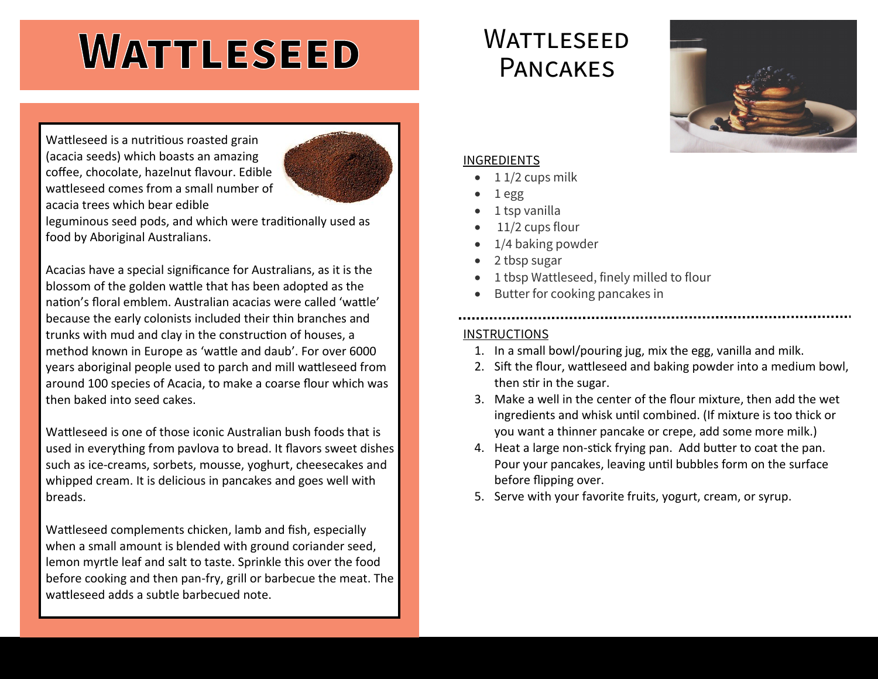# Wattleseed

Wattleseed is a nutritious roasted grain (acacia seeds) which boasts an amazing coffee, chocolate, hazelnut flavour. Edible wattleseed comes from a small number of acacia trees which bear edible leguminous seed pods, and which were traditionally used as food by Aboriginal Australians.

Acacias have a special significance for Australians, as it is the blossom of the golden wattle that has been adopted as the nation's floral emblem. Australian acacias were called 'wattle' because the early colonists included their thin branches and trunks with mud and clay in the construction of houses, a method known in Europe as 'wattle and daub'. For over 6000 years aboriginal people used to parch and mill wattleseed from around 100 species of Acacia, to make a coarse flour which was then baked into seed cakes.

Wattleseed is one of those iconic Australian bush foods that is used in everything from pavlova to bread. It flavors sweet dishes such as ice-creams, sorbets, mousse, yoghurt, cheesecakes and whipped cream. It is delicious in pancakes and goes well with breads.

Wattleseed complements chicken, lamb and fish, especially when a small amount is blended with ground coriander seed, lemon myrtle leaf and salt to taste. Sprinkle this over the food before cooking and then pan-fry, grill or barbecue the meat. The wattleseed adds a subtle barbecued note.

# Wattleseed Pancakes

INGREDIENTS

- 1 1/2 cups milk
- 1 egg
- 1 tsp vanilla
- 11/2 cups flour
- 1/4 baking powder
- 2 tbsp sugar
- 1 tbsp Wattleseed, finely milled to flour
- Butter for cooking pancakes in

INSTRUCTIONS

1. In a small bowl/pouring jug, mix the egg, vanilla and milk.
2. Sift the flour, wattleseed and baking powder into a medium bowl, then stir in the sugar.
3. Make a well in the center of the flour mixture, then add the wet ingredients and whisk until combined. (If mixture is too thick or you want a thinner pancake or crepe, add some more milk.)
4. Heat a large non-stick frying pan. Add butter to coat the pan. Pour your pancakes, leaving until bubbles form on the surface before flipping over.
5. Serve with your favorite fruits, yogurt, cream, or syrup.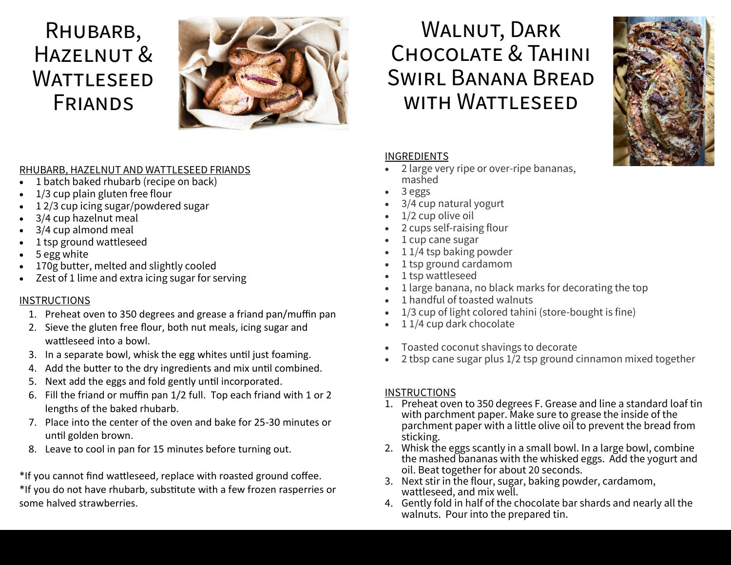# Rhubarb, Hazelnut & Wattleseed Friands

RHUBARB, HAZELNUT AND WATTLESEED FRIANDS

- 1 batch baked rhubarb (recipe on back)
- 1/3 cup plain gluten free flour
- 1 2/3 cup icing sugar/powdered sugar
- 3/4 cup hazelnut meal
- 3/4 cup almond meal
- 1 tsp ground wattleseed
- 5 egg white
- 170g butter, melted and slightly cooled
- Zest of 1 lime and extra icing sugar for serving

INSTRUCTIONS

1. Preheat oven to 350 degrees and grease a friand pan/muffin pan
2. Sieve the gluten free flour, both nut meals, icing sugar and wattleseed into a bowl.
3. In a separate bowl, whisk the egg whites until just foaming.
4. Add the butter to the dry ingredients and mix until combined.
5. Next add the eggs and fold gently until incorporated.
6. Fill the friand or muffin pan 1/2 full. Top each friand with 1 or 2 lengths of the baked rhubarb.
7. Place into the center of the oven and bake for 25-30 minutes or until golden brown.
8. Leave to cool in pan for 15 minutes before turning out.

*If you cannot find wattleseed, replace with roasted ground coffee.
*If you do not have rhubarb, substitute with a few frozen rasperries or some halved strawberries.

# Walnut, Dark Chocolate & Tahini Swirl Banana Bread with Wattleseed

INGREDIENTS

- 2 large very ripe or over-ripe bananas, mashed
- 3 eggs
- 3/4 cup natural yogurt
- 1/2 cup olive oil
- 2 cups self-raising flour
- 1 cup cane sugar
- 1 1/4 tsp baking powder
- 1 tsp ground cardamom
- 1 tsp wattleseed
- 1 large banana, no black marks for decorating the top
- 1 handful of toasted walnuts
- 1/3 cup of light colored tahini (store-bought is fine)
- 1 1/4 cup dark chocolate

- Toasted coconut shavings to decorate
- 2 tbsp cane sugar plus 1/2 tsp ground cinnamon mixed together

INSTRUCTIONS

1. Preheat oven to 350 degrees F. Grease and line a standard loaf tin with parchment paper. Make sure to grease the inside of the parchment paper with a little olive oil to prevent the bread from sticking.
2. Whisk the eggs scantly in a small bowl. In a large bowl, combine the mashed bananas with the whisked eggs. Add the yogurt and oil. Beat together for about 20 seconds.
3. Next stir in the flour, sugar, baking powder, cardamom, wattleseed, and mix well.
4. Gently fold in half of the chocolate bar shards and nearly all the walnuts. Pour into the prepared tin.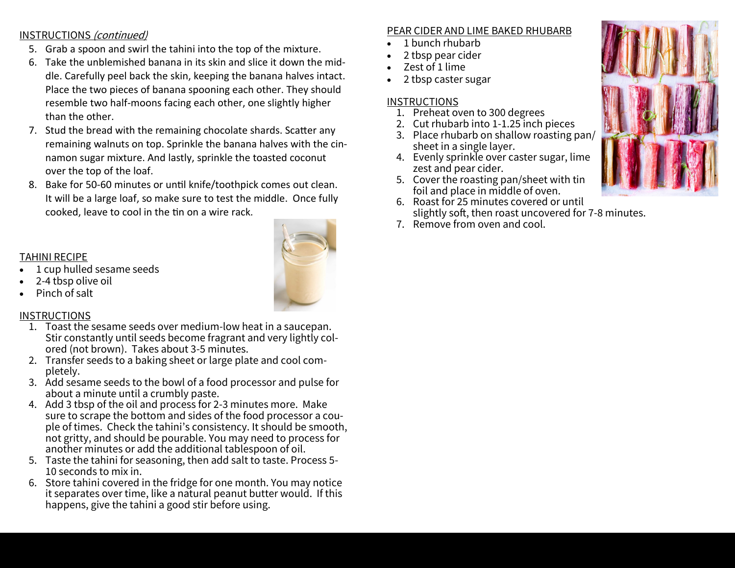INSTRUCTIONS *(continued)*

5. Grab a spoon and swirl the tahini into the top of the mixture.
6. Take the unblemished banana in its skin and slice it down the middle. Carefully peel back the skin, keeping the banana halves intact. Place the two pieces of banana spooning each other. They should resemble two half-moons facing each other, one slightly higher than the other.
7. Stud the bread with the remaining chocolate shards. Scatter any remaining walnuts on top. Sprinkle the banana halves with the cinnamon sugar mixture. And lastly, sprinkle the toasted coconut over the top of the loaf.
8. Bake for 50-60 minutes or until knife/toothpick comes out clean. It will be a large loaf, so make sure to test the middle. Once fully cooked, leave to cool in the tin on a wire rack.

TAHINI RECIPE

- 1 cup hulled sesame seeds
- 2-4 tbsp olive oil
- Pinch of salt

INSTRUCTIONS

1. Toast the sesame seeds over medium-low heat in a saucepan. Stir constantly until seeds become fragrant and very lightly colored (not brown). Takes about 3-5 minutes.
2. Transfer seeds to a baking sheet or large plate and cool completely.
3. Add sesame seeds to the bowl of a food processor and pulse for about a minute until a crumbly paste.
4. Add 3 tbsp of the oil and process for 2-3 minutes more. Make sure to scrape the bottom and sides of the food processor a couple of times. Check the tahini's consistency. It should be smooth, not gritty, and should be pourable. You may need to process for another minutes or add the additional tablespoon of oil.
5. Taste the tahini for seasoning, then add salt to taste. Process 5-10 seconds to mix in.
6. Store tahini covered in the fridge for one month. You may notice it separates over time, like a natural peanut butter would. If this happens, give the tahini a good stir before using.

PEAR CIDER AND LIME BAKED RHUBARB

- 1 bunch rhubarb
- 2 tbsp pear cider
- Zest of 1 lime
- 2 tbsp caster sugar

INSTRUCTIONS

1. Preheat oven to 300 degrees
2. Cut rhubarb into 1-1.25 inch pieces
3. Place rhubarb on shallow roasting pan/sheet in a single layer.
4. Evenly sprinkle over caster sugar, lime zest and pear cider.
5. Cover the roasting pan/sheet with tin foil and place in middle of oven.
6. Roast for 25 minutes covered or until slightly soft, then roast uncovered for 7-8 minutes.
7. Remove from oven and cool.